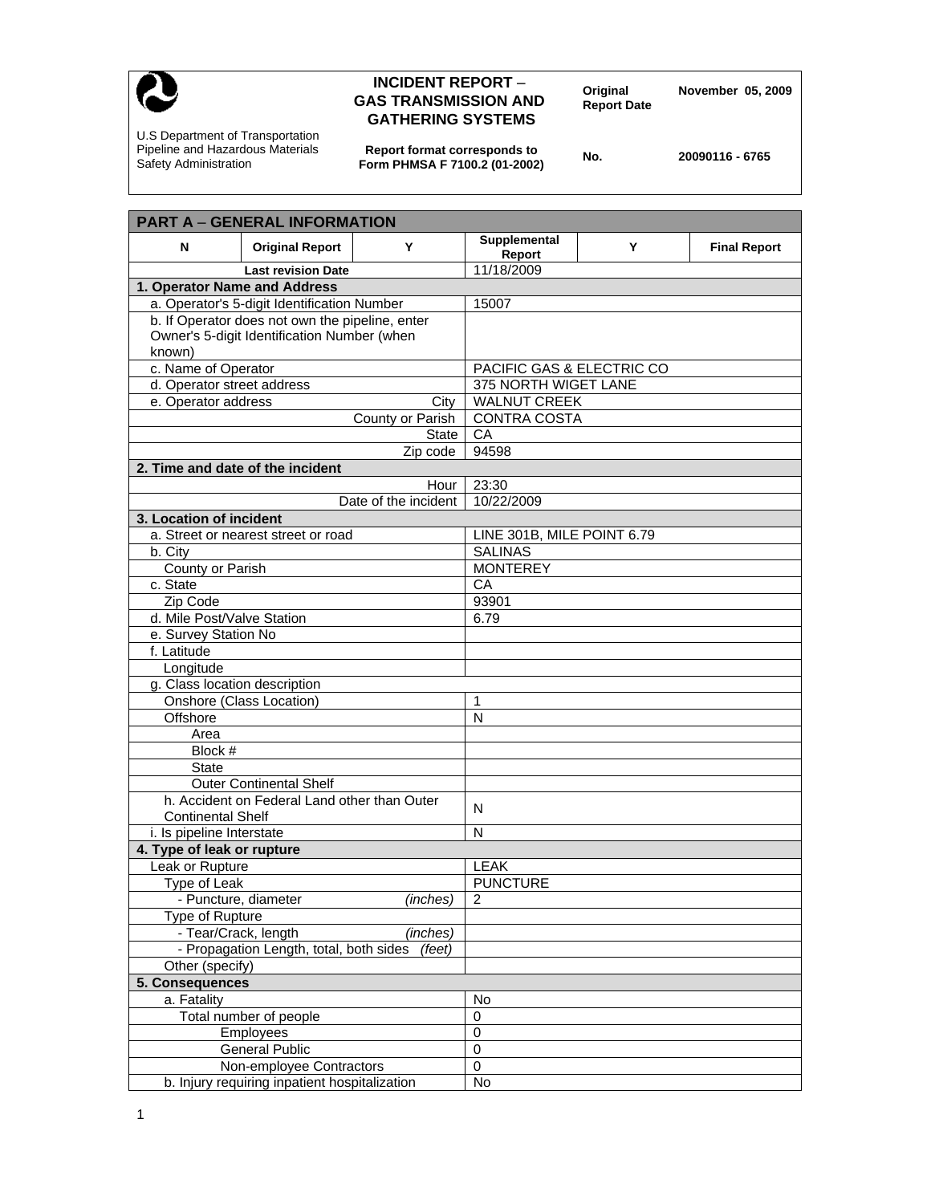# INCIDENT REPORT – GAS TRANSMISSION AND GATHERING SYSTEMS

U.S Department of Transportation
Pipeline and Hazardous Materials Safety Administration

Report format corresponds to Form PHMSA F 7100.2 (01-2002)

**Original Report Date** November 05, 2009

**No.** 20090116 - 6765

## PART A – GENERAL INFORMATION

| N | Original Report | Y | Supplemental Report | Y | Final Report |
|---|---|---|---|---|---|
| Last revision Date | | | 11/18/2009 | | |

| Field | Value |
|---|---|
| **1. Operator Name and Address** | |
| a. Operator's 5-digit Identification Number | 15007 |
| b. If Operator does not own the pipeline, enter Owner's 5-digit Identification Number (when known) | |
| c. Name of Operator | PACIFIC GAS & ELECTRIC CO |
| d. Operator street address | 375 NORTH WIGET LANE |
| e. Operator address — City | WALNUT CREEK |
| County or Parish | CONTRA COSTA |
| State | CA |
| Zip code | 94598 |
| **2. Time and date of the incident** | |
| Hour | 23:30 |
| Date of the incident | 10/22/2009 |
| **3. Location of incident** | |
| a. Street or nearest street or road | LINE 301B, MILE POINT 6.79 |
| b. City | SALINAS |
| County or Parish | MONTEREY |
| c. State | CA |
| Zip Code | 93901 |
| d. Mile Post/Valve Station | 6.79 |
| e. Survey Station No | |
| f. Latitude | |
| Longitude | |
| g. Class location description | |
| Onshore (Class Location) | 1 |
| Offshore | N |
| Area | |
| Block # | |
| State | |
| Outer Continental Shelf | |
| h. Accident on Federal Land other than Outer Continental Shelf | N |
| i. Is pipeline Interstate | N |
| **4. Type of leak or rupture** | |
| Leak or Rupture | LEAK |
| Type of Leak | PUNCTURE |
| - Puncture, diameter *(inches)* | 2 |
| Type of Rupture | |
| - Tear/Crack, length *(inches)* | |
| - Propagation Length, total, both sides *(feet)* | |
| Other (specify) | |
| **5. Consequences** | |
| a. Fatality | No |
| Total number of people | 0 |
| Employees | 0 |
| General Public | 0 |
| Non-employee Contractors | 0 |
| b. Injury requiring inpatient hospitalization | No |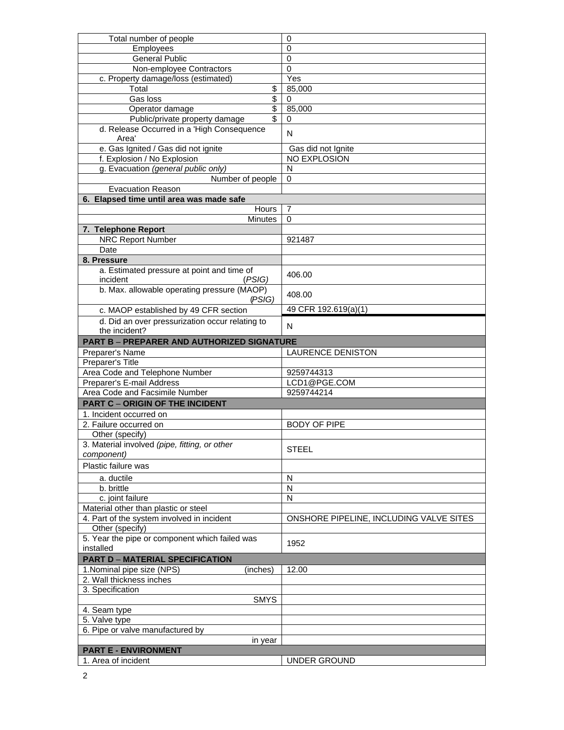| | |
|---|---|
| Total number of people | 0 |
| Employees | 0 |
| General Public | 0 |
| Non-employee Contractors | 0 |
| c. Property damage/loss (estimated) | Yes |
| Total $ | 85,000 |
| Gas loss $ | 0 |
| Operator damage $ | 85,000 |
| Public/private property damage $ | 0 |
| d. Release Occurred in a 'High Consequence Area' | N |
| e. Gas Ignited / Gas did not ignite | Gas did not Ignite |
| f. Explosion / No Explosion | NO EXPLOSION |
| g. Evacuation *(general public only)* | N |
| Number of people | 0 |
| Evacuation Reason | |
| **6. Elapsed time until area was made safe** | |
| Hours | 7 |
| Minutes | 0 |
| **7. Telephone Report** | |
| NRC Report Number | 921487 |
| Date | |
| **8. Pressure** | |
| a. Estimated pressure at point and time of incident *(PSIG)* | 406.00 |
| b. Max. allowable operating pressure (MAOP) *(PSIG)* | 408.00 |
| c. MAOP established by 49 CFR section | 49 CFR 192.619(a)(1) |
| d. Did an over pressurization occur relating to the incident? | N |
| **PART B – PREPARER AND AUTHORIZED SIGNATURE** | |
| Preparer's Name | LAURENCE DENISTON |
| Preparer's Title | |
| Area Code and Telephone Number | 9259744313 |
| Preparer's E-mail Address | LCD1@PGE.COM |
| Area Code and Facsimile Number | 9259744214 |
| **PART C – ORIGIN OF THE INCIDENT** | |
| 1. Incident occurred on | |
| 2. Failure occurred on | BODY OF PIPE |
| Other (specify) | |
| 3. Material involved *(pipe, fitting, or other component)* | STEEL |
| Plastic failure was | |
| a. ductile | N |
| b. brittle | N |
| c. joint failure | N |
| Material other than plastic or steel | |
| 4. Part of the system involved in incident | ONSHORE PIPELINE, INCLUDING VALVE SITES |
| Other (specify) | |
| 5. Year the pipe or component which failed was installed | 1952 |
| **PART D – MATERIAL SPECIFICATION** | |
| 1.Nominal pipe size (NPS) (inches) | 12.00 |
| 2. Wall thickness inches | |
| 3. Specification | |
| SMYS | |
| 4. Seam type | |
| 5. Valve type | |
| 6. Pipe or valve manufactured by | |
| in year | |
| **PART E - ENVIRONMENT** | |
| 1. Area of incident | UNDER GROUND |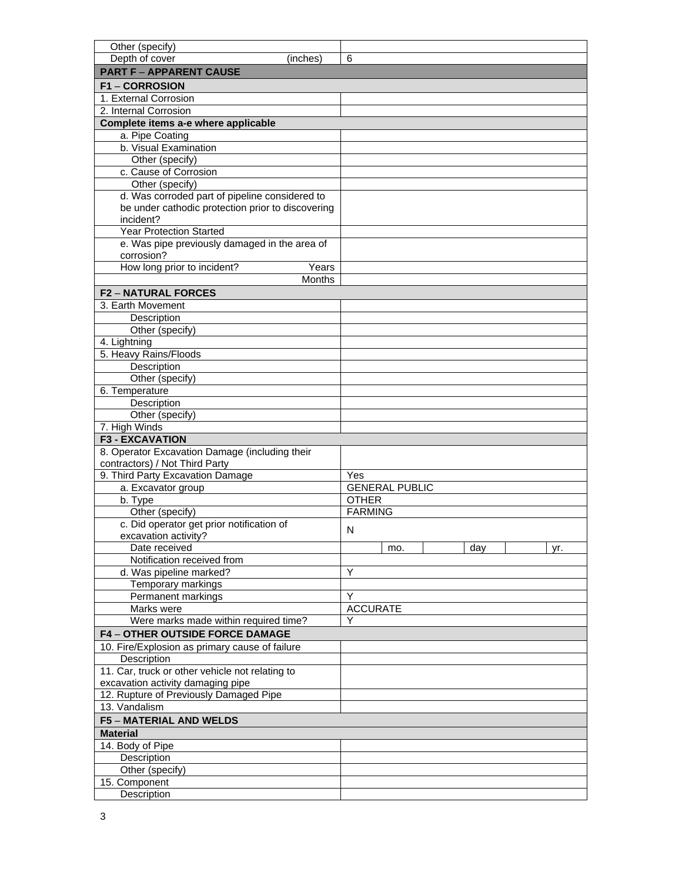| | |
|---|---|
| Other (specify) | |
| Depth of cover (inches) | 6 |
| **PART F – APPARENT CAUSE** | |
| **F1 – CORROSION** | |
| 1. External Corrosion | |
| 2. Internal Corrosion | |
| **Complete items a-e where applicable** | |
| a. Pipe Coating | |
| b. Visual Examination | |
| Other (specify) | |
| c. Cause of Corrosion | |
| Other (specify) | |
| d. Was corroded part of pipeline considered to be under cathodic protection prior to discovering incident? | |
| Year Protection Started | |
| e. Was pipe previously damaged in the area of corrosion? | |
| How long prior to incident? Years | |
| Months | |
| **F2 – NATURAL FORCES** | |
| 3. Earth Movement | |
| Description | |
| Other (specify) | |
| 4. Lightning | |
| 5. Heavy Rains/Floods | |
| Description | |
| Other (specify) | |
| 6. Temperature | |
| Description | |
| Other (specify) | |
| 7. High Winds | |
| **F3 - EXCAVATION** | |
| 8. Operator Excavation Damage (including their contractors) / Not Third Party | |
| 9. Third Party Excavation Damage | Yes |
| a. Excavator group | GENERAL PUBLIC |
| b. Type | OTHER |
| Other (specify) | FARMING |
| c. Did operator get prior notification of excavation activity? | N |
| Date received | mo. day yr. |
| Notification received from | |
| d. Was pipeline marked? | Y |
| Temporary markings | |
| Permanent markings | Y |
| Marks were | ACCURATE |
| Were marks made within required time? | Y |
| **F4 – OTHER OUTSIDE FORCE DAMAGE** | |
| 10. Fire/Explosion as primary cause of failure | |
| Description | |
| 11. Car, truck or other vehicle not relating to excavation activity damaging pipe | |
| 12. Rupture of Previously Damaged Pipe | |
| 13. Vandalism | |
| **F5 – MATERIAL AND WELDS** | |
| **Material** | |
| 14. Body of Pipe | |
| Description | |
| Other (specify) | |
| 15. Component | |
| Description | |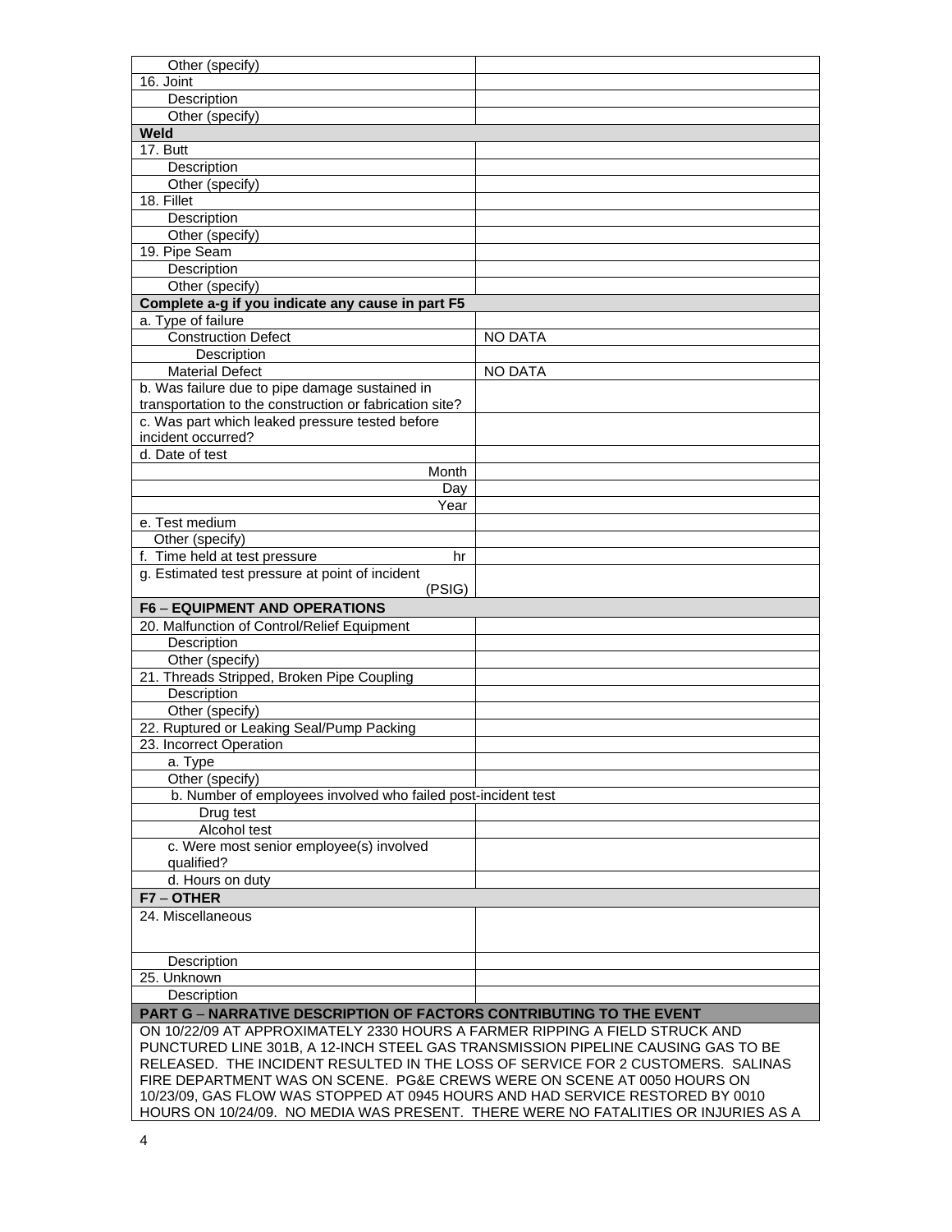| | |
|---|---|
| Other (specify) | |
| 16. Joint | |
| Description | |
| Other (specify) | |
| **Weld** | |
| 17. Butt | |
| Description | |
| Other (specify) | |
| 18. Fillet | |
| Description | |
| Other (specify) | |
| 19. Pipe Seam | |
| Description | |
| Other (specify) | |
| **Complete a-g if you indicate any cause in part F5** | |
| a. Type of failure | |
| Construction Defect | NO DATA |
| Description | |
| Material Defect | NO DATA |
| b. Was failure due to pipe damage sustained in transportation to the construction or fabrication site? | |
| c. Was part which leaked pressure tested before incident occurred? | |
| d. Date of test | |
| Month | |
| Day | |
| Year | |
| e. Test medium | |
| Other (specify) | |
| f. Time held at test pressure hr | |
| g. Estimated test pressure at point of incident (PSIG) | |
| **F6 – EQUIPMENT AND OPERATIONS** | |
| 20. Malfunction of Control/Relief Equipment | |
| Description | |
| Other (specify) | |
| 21. Threads Stripped, Broken Pipe Coupling | |
| Description | |
| Other (specify) | |
| 22. Ruptured or Leaking Seal/Pump Packing | |
| 23. Incorrect Operation | |
| a. Type | |
| Other (specify) | |
| b. Number of employees involved who failed post-incident test | |
| Drug test | |
| Alcohol test | |
| c. Were most senior employee(s) involved qualified? | |
| d. Hours on duty | |
| **F7 – OTHER** | |
| 24. Miscellaneous | |
| Description | |
| 25. Unknown | |
| Description | |

**PART G – NARRATIVE DESCRIPTION OF FACTORS CONTRIBUTING TO THE EVENT**

ON 10/22/09 AT APPROXIMATELY 2330 HOURS A FARMER RIPPING A FIELD STRUCK AND PUNCTURED LINE 301B, A 12-INCH STEEL GAS TRANSMISSION PIPELINE CAUSING GAS TO BE RELEASED. THE INCIDENT RESULTED IN THE LOSS OF SERVICE FOR 2 CUSTOMERS. SALINAS FIRE DEPARTMENT WAS ON SCENE. PG&E CREWS WERE ON SCENE AT 0050 HOURS ON 10/23/09, GAS FLOW WAS STOPPED AT 0945 HOURS AND HAD SERVICE RESTORED BY 0010 HOURS ON 10/24/09. NO MEDIA WAS PRESENT. THERE WERE NO FATALITIES OR INJURIES AS A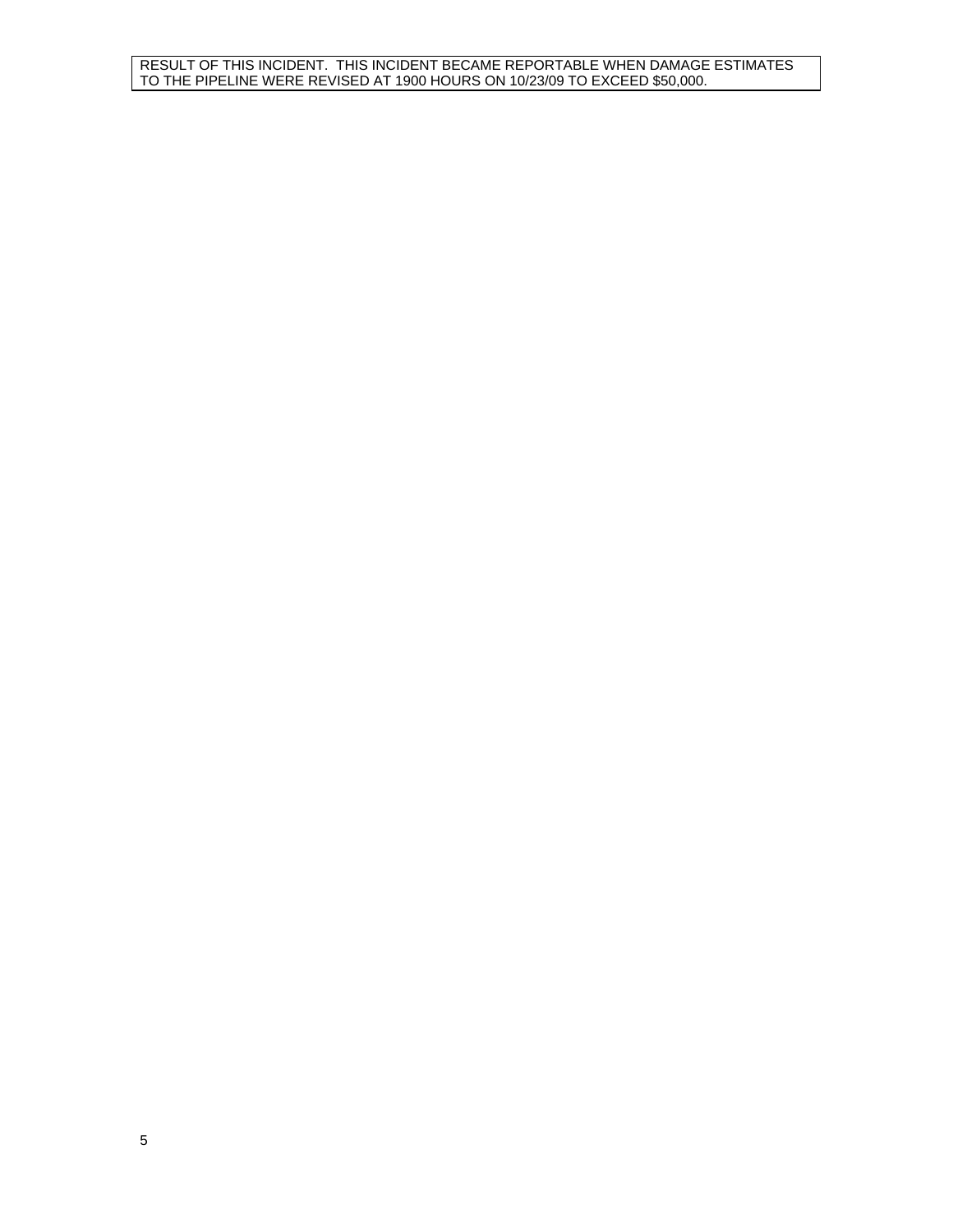RESULT OF THIS INCIDENT. THIS INCIDENT BECAME REPORTABLE WHEN DAMAGE ESTIMATES TO THE PIPELINE WERE REVISED AT 1900 HOURS ON 10/23/09 TO EXCEED $50,000.